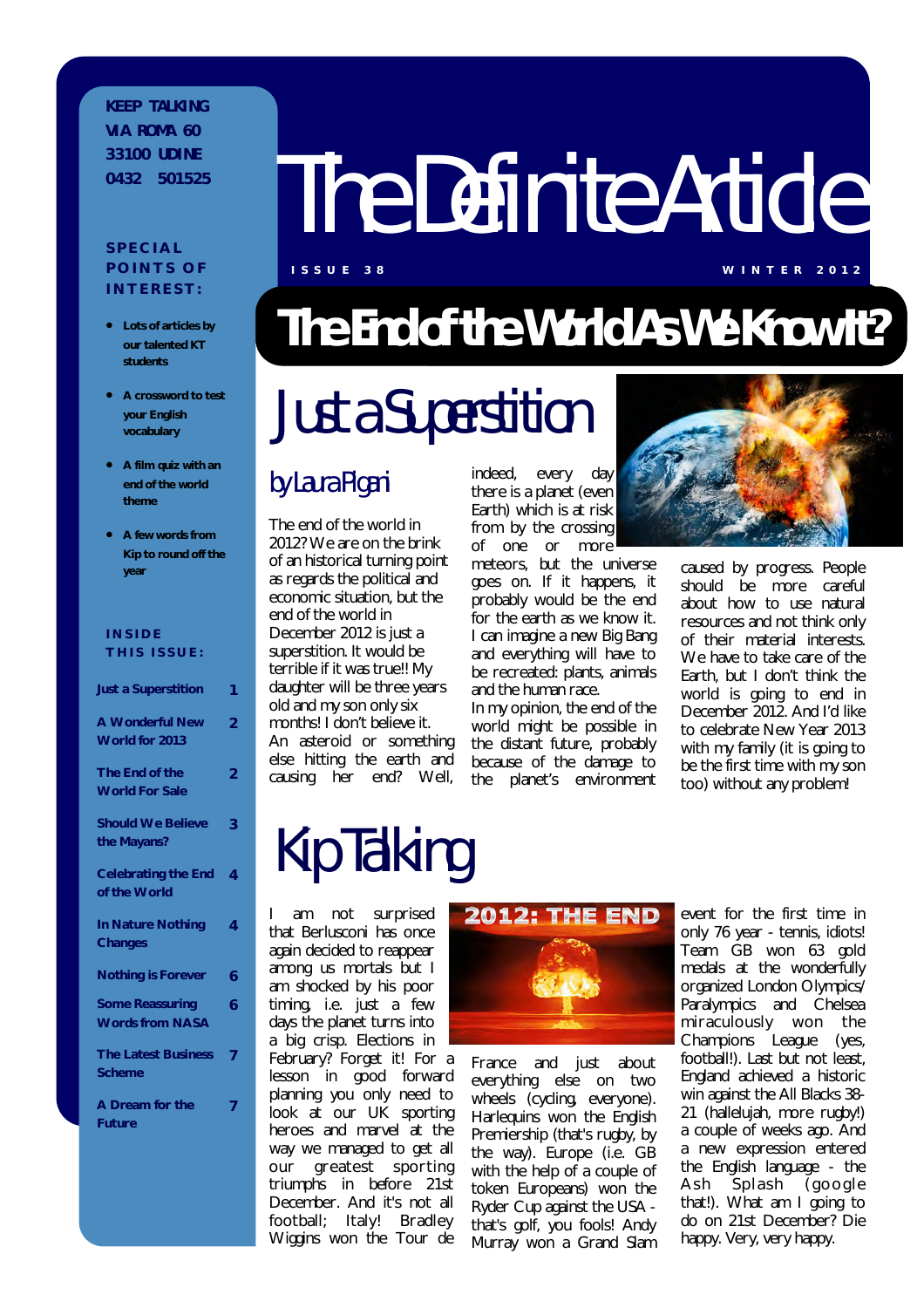KEEP TALKING
VIA ROMA 60
33100 UDINE
0432 501525

# The Definite Article

ISSUE 38 WINTER 2012

**SPECIAL POINTS OF INTEREST:**

- **Lots of articles by our talented KT students**
- **A crossword to test your English vocabulary**
- **A film quiz with an end of the world theme**
- **A few words from Kip to round off the year**

**INSIDE THIS ISSUE:**

| | |
|---|---|
| Just a Superstition | 1 |
| A Wonderful New World for 2013 | 2 |
| The End of the World For Sale | 2 |
| Should We Believe the Mayans? | 3 |
| Celebrating the End of the World | 4 |
| In Nature Nothing Changes | 4 |
| Nothing is Forever | 6 |
| Some Reassuring Words from NASA | 6 |
| The Latest Business Scheme | 7 |
| A Dream for the Future | 7 |

# The End of the World As We Know It?

## Just a Superstition

### by Laura Pigani

The end of the world in 2012? We are on the brink of an historical turning point as regards the political and economic situation, but the end of the world in December 2012 is just a superstition. It would be terrible if it was true!! My daughter will be three years old and my son only six months! I don't believe it. An asteroid or something else hitting the earth and causing her end? Well, indeed, every day there is a planet (even Earth) which is at risk from by the crossing of one or more meteors, but the universe goes on. If it happens, it probably would be the end for the earth as we know it. I can imagine a new Big Bang and everything will have to be recreated: plants, animals and the human race.

In my opinion, the end of the world might be possible in the distant future, probably because of the damage to the planet's environment caused by progress. People should be more careful about how to use natural resources and not think only of their material interests. We have to take care of the Earth, but I don't think the world is going to end in December 2012. And I'd like to celebrate New Year 2013 with my family (it is going to be the first time with my son too) without any problem!

## Kip Talking

I am not surprised that Berlusconi has once again decided to reappear among us mortals but I am shocked by his poor timing, i.e. just a few days the planet turns into a big crisp. Elections in February? Forget it! For a lesson in good forward planning you only need to look at our UK sporting heroes and marvel at the way we managed to get all our greatest sporting triumphs in before 21st December. And it's not all football; Italy! Bradley Wiggins won the Tour de France and just about everything else on two wheels (cycling, everyone). Harlequins won the English Premiership (that's rugby, by the way). Europe (i.e. GB with the help of a couple of token Europeans) won the Ryder Cup against the USA - that's golf, you fools! Andy Murray won a Grand Slam event for the first time in only 76 year - tennis, idiots! Team GB won 63 gold medals at the wonderfully organized London Olympics/ Paralympics and Chelsea miraculously won the Champions League (yes, football!). Last but not least, England achieved a historic win against the All Blacks 38-21 (hallelujah, more rugby!) a couple of weeks ago. And a new expression entered the English language - the Ash Splash (google that!). What am I going to do on 21st December? Die happy. Very, very happy.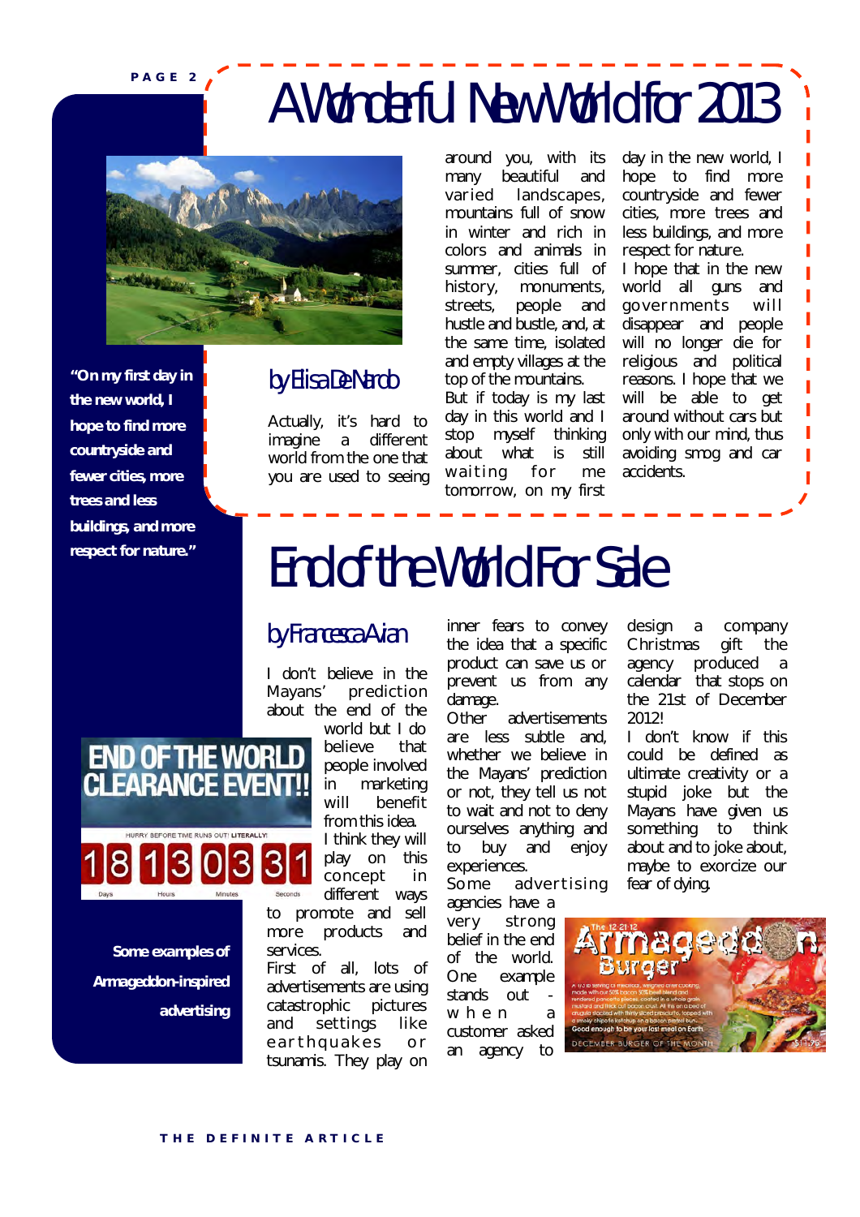# A Wonderful New World for 2013

"On my first day in the new world, I hope to find more countryside and fewer cities, more trees and less buildings, and more respect for nature."

### by Elisa De Nardo

Actually, it's hard to imagine a different world from the one that you are used to seeing around you, with its many beautiful and varied landscapes, mountains full of snow in winter and rich in colors and animals in summer, cities full of history, monuments, streets, people and hustle and bustle, and, at the same time, isolated and empty villages at the top of the mountains.

But if today is my last day in this world and I stop myself thinking about what is still waiting for me tomorrow, on my first day in the new world, I hope to find more countryside and fewer cities, more trees and less buildings, and more respect for nature.

I hope that in the new world all guns and governments will disappear and people will no longer die for religious and political reasons. I hope that we will be able to get around without cars but only with our mind, thus avoiding smog and car accidents.

# End of the World For Sale

### by Francesca Avian

I don't believe in the Mayans' prediction about the end of the world but I do believe that people involved in marketing will benefit from this idea.

I think they will play on this concept in different ways to promote and sell more products and services.

First of all, lots of advertisements are using catastrophic pictures and settings like earthquakes or tsunamis. They play on inner fears to convey the idea that a specific product can save us or prevent us from any damage.

Other advertisements are less subtle and, whether we believe in the Mayans' prediction or not, they tell us not to wait and not to deny ourselves anything and to buy and enjoy experiences.

Some advertising agencies have a very strong belief in the end of the world. One example stands out - when a customer asked an agency to design a company Christmas gift the agency produced a calendar that stops on the 21st of December 2012!

I don't know if this could be defined as ultimate creativity or a stupid joke but the Mayans have given us something to think about and to joke about, maybe to exorcize our fear of dying.

Some examples of Armageddon-inspired advertising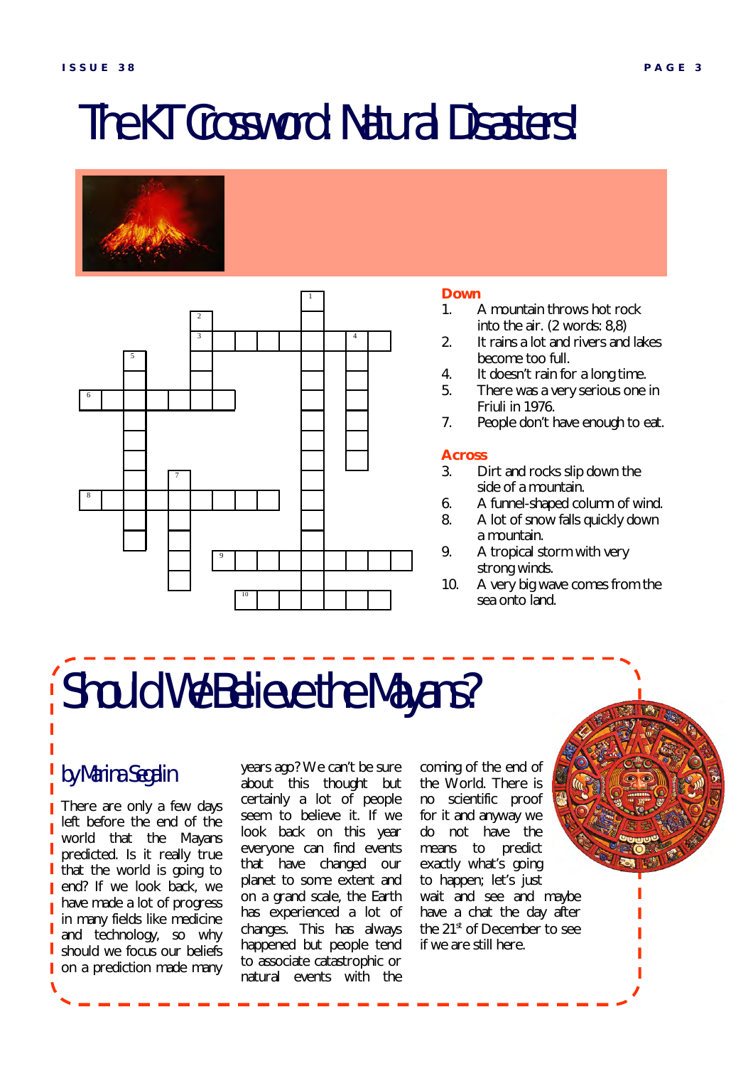# The KT Crossword: Natural Disasters!

**Down**

1. A mountain throws hot rock into the air. (2 words: 8,8)
2. It rains a lot and rivers and lakes become too full.
4. It doesn't rain for a long time.
5. There was a very serious one in Friuli in 1976.
7. People don't have enough to eat.

**Across**

3. Dirt and rocks slip down the side of a mountain.
6. A funnel-shaped column of wind.
8. A lot of snow falls quickly down a mountain.
9. A tropical storm with very strong winds.
10. A very big wave comes from the sea onto land.

# Should We Believe the Mayans?

## by Marina Segalin

There are only a few days left before the end of the world that the Mayans predicted. Is it really true that the world is going to end? If we look back, we have made a lot of progress in many fields like medicine and technology, so why should we focus our beliefs on a prediction made many years ago? We can't be sure about this thought but certainly a lot of people seem to believe it. If we look back on this year everyone can find events that have changed our planet to some extent and on a grand scale, the Earth has experienced a lot of changes. This has always happened but people tend to associate catastrophic or natural events with the coming of the end of the World. There is no scientific proof for it and anyway we do not have the means to predict exactly what's going to happen; let's just wait and see and maybe have a chat the day after the 21st of December to see if we are still here.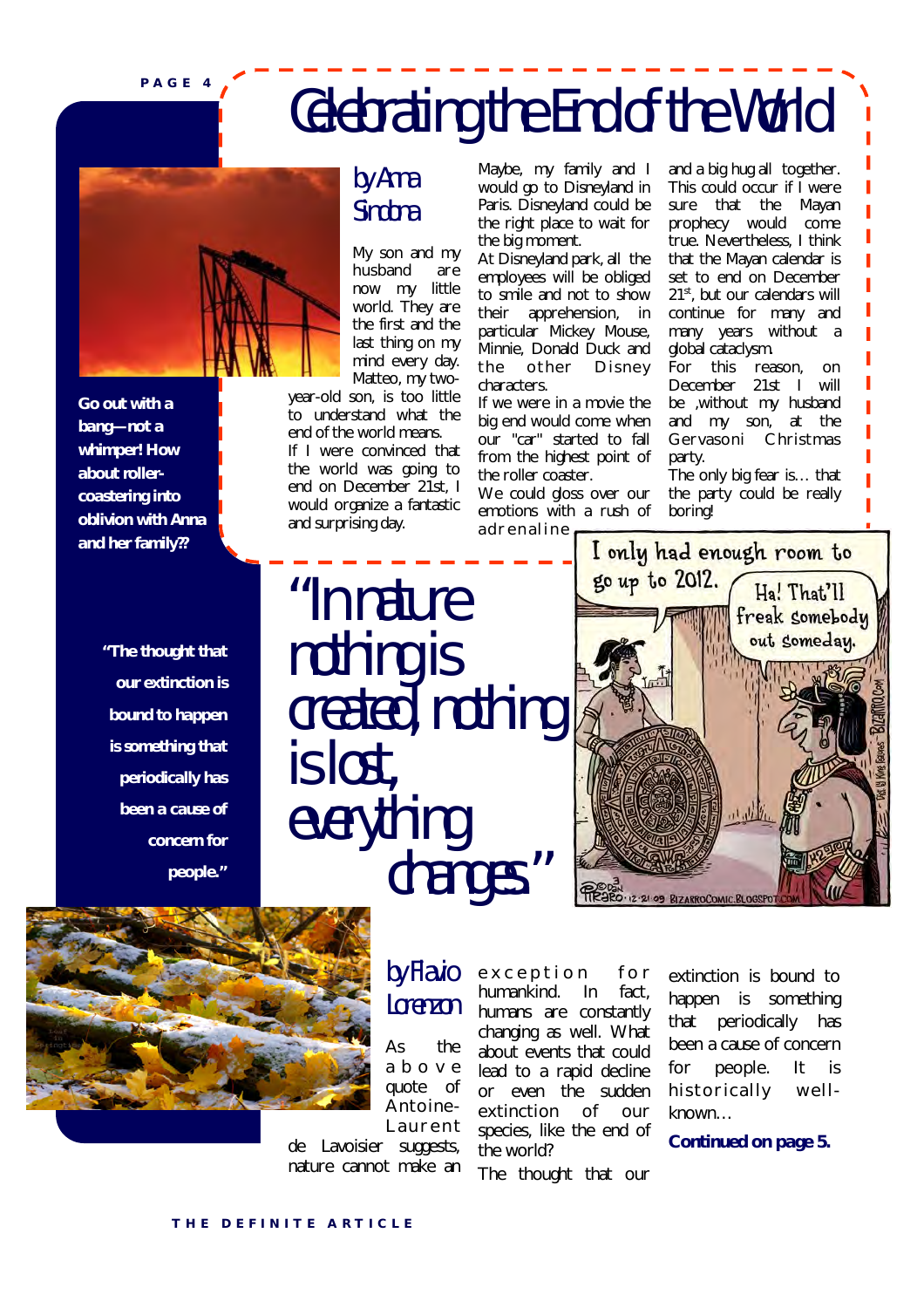# Celebrating the End of the World

**Go out with a bang—not a whimper! How about roller-coastering into oblivion with Anna and her family??**

## by Anna Sirobona

My son and my husband are now my little world. They are the first and the last thing on my mind every day. Matteo, my two-year-old son, is too little to understand what the end of the world means.

If I were convinced that the world was going to end on December 21st, I would organize a fantastic and surprising day.

Maybe, my family and I would go to Disneyland in Paris. Disneyland could be the right place to wait for the big moment.

At Disneyland park, all the employees will be obliged to smile and not to show their apprehension, in particular Mickey Mouse, Minnie, Donald Duck and the other Disney characters.

If we were in a movie the big end would come when our "car" started to fall from the highest point of the roller coaster.

We could gloss over our emotions with a rush of adrenaline and a big hug all together. This could occur if I were sure that the Mayan prophecy would come true. Nevertheless, I think that the Mayan calendar is set to end on December 21st, but our calendars will continue for many and many years without a global cataclysm.

For this reason, on December 21st I will be ,without my husband and my son, at the Gervasoni Christmas party.

The only big fear is… that the party could be really boring!

**"The thought that our extinction is bound to happen is something that periodically has been a cause of concern for people."**

# "In nature nothing is created, nothing is lost, everything changes"

## by Flavio Lorenzon

As the above quote of Antoine-Laurent de Lavoisier suggests, nature cannot make an exception for humankind. In fact, humans are constantly changing as well. What about events that could lead to a rapid decline or even the sudden extinction of our species, like the end of the world?

The thought that our extinction is bound to happen is something that periodically has been a cause of concern for people. It is historically well-known…

**Continued on page 5.**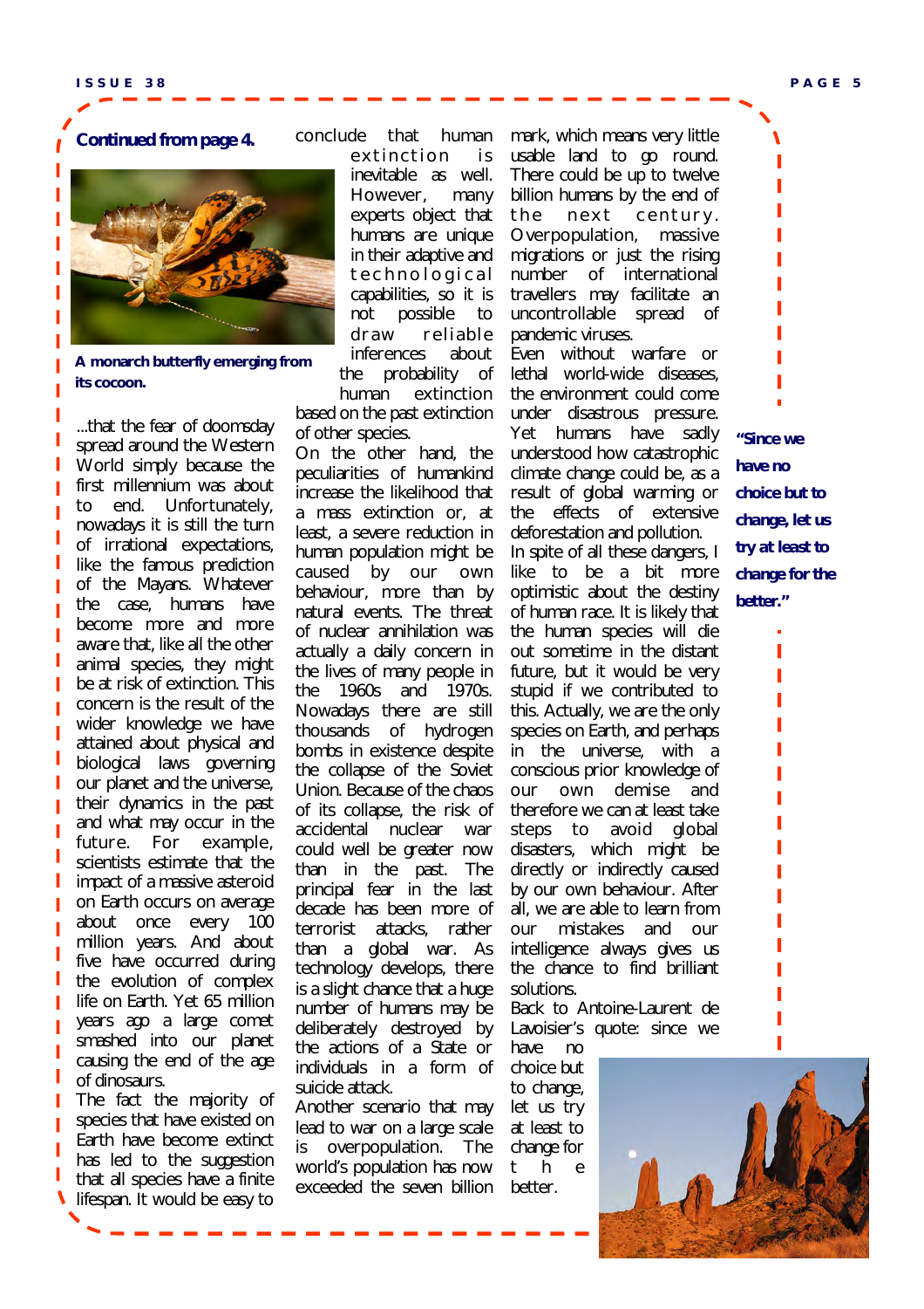**Continued from page 4.**

A monarch butterfly emerging from its cocoon.

...that the fear of doomsday spread around the Western World simply because the first millennium was about to end. Unfortunately, nowadays it is still the turn of irrational expectations, like the famous prediction of the Mayans. Whatever the case, humans have become more and more aware that, like all the other animal species, they might be at risk of extinction. This concern is the result of the wider knowledge we have attained about physical and biological laws governing our planet and the universe, their dynamics in the past and what may occur in the future. For example, scientists estimate that the impact of a massive asteroid on Earth occurs on average about once every 100 million years. And about five have occurred during the evolution of complex life on Earth. Yet 65 million years ago a large comet smashed into our planet causing the end of the age of dinosaurs.

The fact the majority of species that have existed on Earth have become extinct has led to the suggestion that all species have a finite lifespan. It would be easy to conclude that human extinction is inevitable as well. However, many experts object that humans are unique in their adaptive and technological capabilities, so it is not possible to draw reliable inferences about the probability of the human extinction based on the past extinction of other species.

On the other hand, the peculiarities of humankind increase the likelihood that a mass extinction or, at least, a severe reduction in human population might be caused by our own behaviour, more than by natural events. The threat of nuclear annihilation was actually a daily concern in the lives of many people in the 1960s and 1970s. Nowadays there are still thousands of hydrogen bombs in existence despite the collapse of the Soviet Union. Because of the chaos of its collapse, the risk of accidental nuclear war could well be greater now than in the past. The principal fear in the last decade has been more of terrorist attacks, rather than a global war. As technology develops, there is a slight chance that a huge number of humans may be deliberately destroyed by the actions of a State or individuals in a form of suicide attack.

Another scenario that may lead to war on a large scale is overpopulation. The world's population has now exceeded the seven billion mark, which means very little usable land to go round. There could be up to twelve billion humans by the end of the next century. Overpopulation, massive migrations or just the rising number of international travellers may facilitate an uncontrollable spread of pandemic viruses.

Even without warfare or lethal world-wide diseases, the environment could come under disastrous pressure. Yet humans have sadly understood how catastrophic climate change could be, as a result of global warming or the effects of extensive deforestation and pollution.

In spite of all these dangers, I like to be a bit more optimistic about the destiny of human race. It is likely that the human species will die out sometime in the distant future, but it would be very stupid if we contributed to this. Actually, we are the only species on Earth, and perhaps in the universe, with a conscious prior knowledge of our own demise and therefore we can at least take steps to avoid global disasters, which might be directly or indirectly caused by our own behaviour. After all, we are able to learn from our mistakes and our intelligence always gives us the chance to find brilliant solutions.

Back to Antoine-Laurent de Lavoisier's quote: since we have no choice but to change, let us try at least to change for the better.

**"Since we have no choice but to change, let us try at least to change for the better."**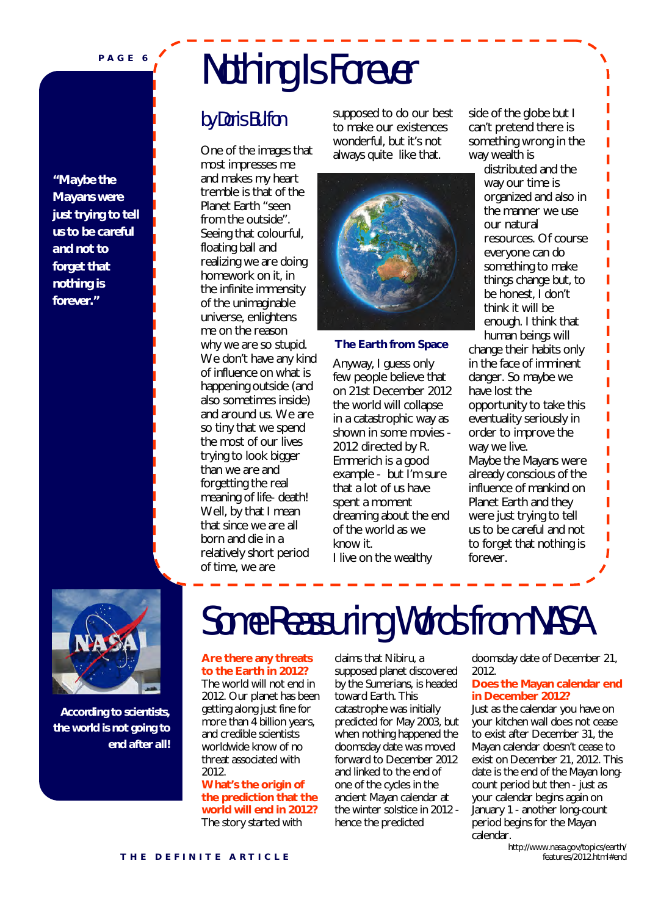# Nothing Is Forever

## by Doris Bulfon

> "Maybe the Mayans were just trying to tell us to be careful and not to forget that nothing is forever."

One of the images that most impresses me and makes my heart tremble is that of the Planet Earth "seen from the outside". Seeing that colourful, floating ball and realizing we are doing homework on it, in the infinite immensity of the unimaginable universe, enlightens me on the reason why we are so stupid. We don't have any kind of influence on what is happening outside (and also sometimes inside) and around us. We are so tiny that we spend the most of our lives trying to look bigger than we are and forgetting the real meaning of life- death! Well, by that I mean that since we are all born and die in a relatively short period of time, we are supposed to do our best to make our existences wonderful, but it's not always quite like that.

**The Earth from Space**

Anyway, I guess only few people believe that on 21st December 2012 the world will collapse in a catastrophic way as shown in some movies - 2012 directed by R. Emmerich is a good example - but I'm sure that a lot of us have spent a moment dreaming about the end of the world as we know it.

I live on the wealthy side of the globe but I can't pretend there is something wrong in the way wealth is distributed and the way our time is organized and also in the manner we use our natural resources. Of course everyone can do something to make things change but, to be honest, I don't think it will be enough. I think that human beings will change their habits only in the face of imminent danger. So maybe we have lost the opportunity to take this eventuality seriously in order to improve the way we live.

Maybe the Mayans were already conscious of the influence of mankind on Planet Earth and they were just trying to tell us to be careful and not to forget that nothing is forever.

# Some Reassuring Words from NASA

According to scientists, the world is not going to end after all!

**Are there any threats to the Earth in 2012?**

The world will not end in 2012. Our planet has been getting along just fine for more than 4 billion years, and credible scientists worldwide know of no threat associated with 2012.

**What's the origin of the prediction that the world will end in 2012?**

The story started with claims that Nibiru, a supposed planet discovered by the Sumerians, is headed toward Earth. This catastrophe was initially predicted for May 2003, but when nothing happened the doomsday date was moved forward to December 2012 and linked to the end of one of the cycles in the ancient Mayan calendar at the winter solstice in 2012 - hence the predicted doomsday date of December 21, 2012.

**Does the Mayan calendar end in December 2012?**

Just as the calendar you have on your kitchen wall does not cease to exist after December 31, the Mayan calendar doesn't cease to exist on December 21, 2012. This date is the end of the Mayan long-count period but then - just as your calendar begins again on January 1 - another long-count period begins for the Mayan calendar.

http://www.nasa.gov/topics/earth/features/2012.html#end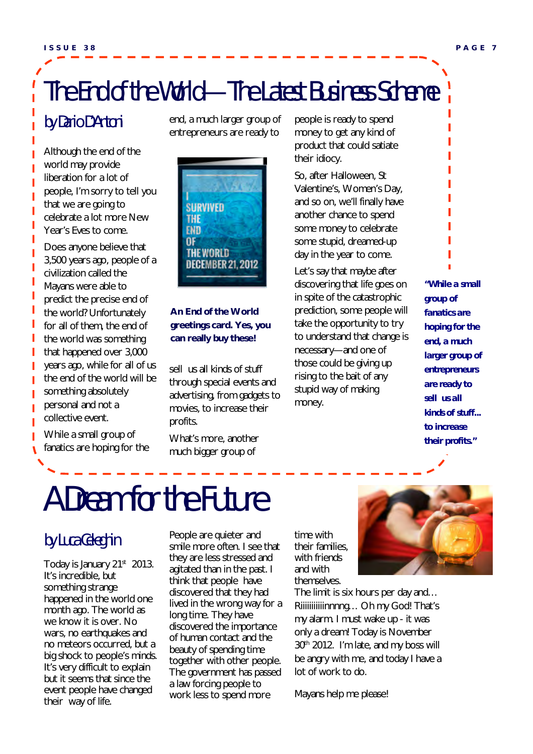# The End of the World — The Latest Business Scheme

## by Dario D'Antoni

Although the end of the world may provide liberation for a lot of people, I'm sorry to tell you that we are going to celebrate a lot more New Year's Eves to come.

Does anyone believe that 3,500 years ago, people of a civilization called the Mayans were able to predict the precise end of the world? Unfortunately for all of them, the end of the world was something that happened over 3,000 years ago, while for all of us the end of the world will be something absolutely personal and not a collective event.

While a small group of fanatics are hoping for the end, a much larger group of entrepreneurs are ready to sell us all kinds of stuff through special events and advertising, from gadgets to movies, to increase their profits.

**An End of the World greetings card. Yes, you can really buy these!**

What's more, another much bigger group of people is ready to spend money to get any kind of product that could satiate their idiocy.

So, after Halloween, St Valentine's, Women's Day, and so on, we'll finally have another chance to spend some money to celebrate some stupid, dreamed-up day in the year to come.

Let's say that maybe after discovering that life goes on in spite of the catastrophic prediction, some people will take the opportunity to try to understand that change is necessary—and one of those could be giving up rising to the bait of any stupid way of making money.

> **"While a small group of fanatics are hoping for the end, a much larger group of entrepreneurs are ready to sell us all kinds of stuff... to increase their profits."**

# A Dream for the Future

## by Luca Celeghin

Today is January 21st 2013. It's incredible, but something strange happened in the world one month ago. The world as we know it is over. No wars, no earthquakes and no meteors occurred, but a big shock to people's minds. It's very difficult to explain but it seems that since the event people have changed their way of life.

People are quieter and smile more often. I see that they are less stressed and agitated than in the past. I think that people have discovered that they had lived in the wrong way for a long time. They have discovered the importance of human contact and the beauty of spending time together with other people. The government has passed a law forcing people to work less to spend more time with their families, with friends and with themselves.

The limit is six hours per day and… Riiiiiiiiiinnnng… Oh my God! That's my alarm. I must wake up - it was only a dream! Today is November 30th 2012. I'm late, and my boss will be angry with me, and today I have a lot of work to do.

Mayans help me please!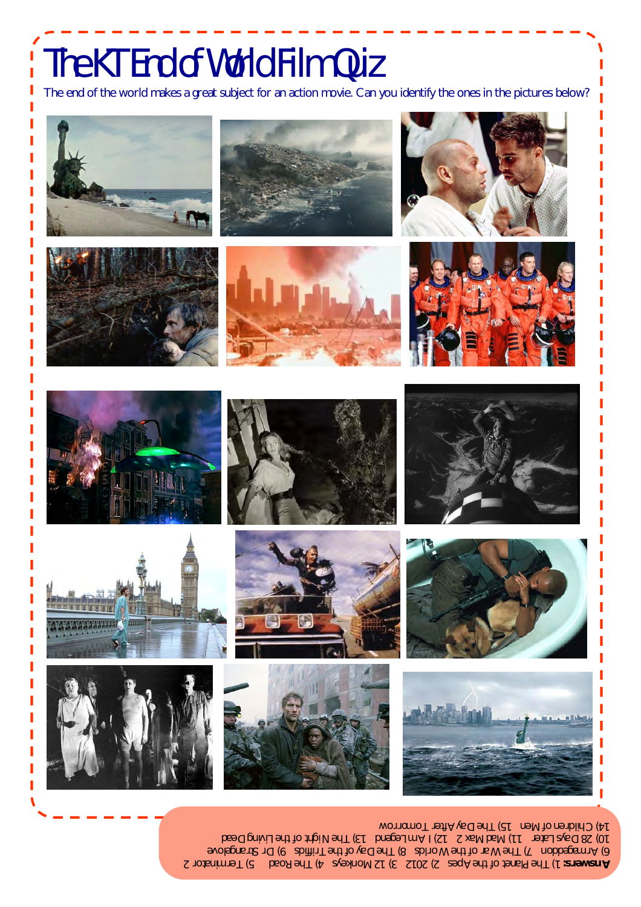# The KT End of World Film Quiz

The end of the world makes a great subject for an action movie. Can you identify the ones in the pictures below?

**Answers:** 1) The Planet of the Apes 2) 2012 3) 12 Monkeys 4) The Road 5) Terminator 2
6) Armageddon 7) The War of the Worlds 8) The Day of the Triffids 9) Dr Strangelove
10) 28 Days Later 11) Mad Max 2 12) I Am Legend 13) The Night of the Living Dead
14) Children of Men 15) The Day After Tomorrow